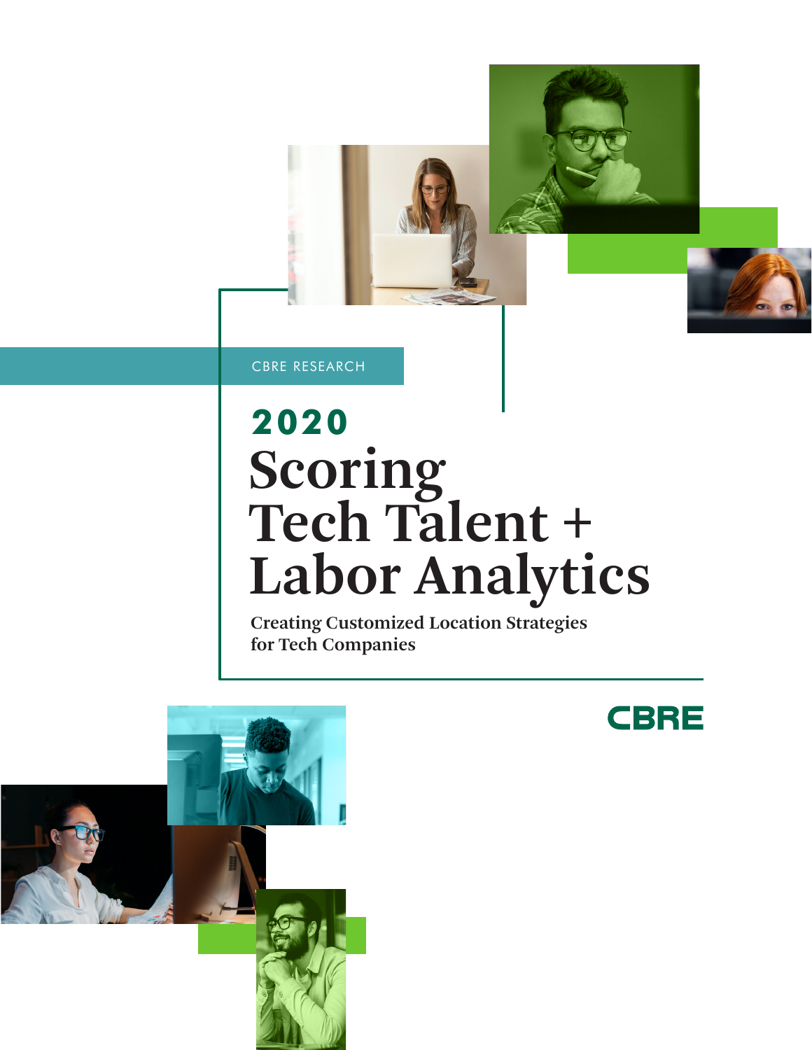CBRE RESEARCH

# 2020 Scoring Tech Talent + Labor Analytics

**Creating Customized Location Strategies for Tech Companies**

CBRE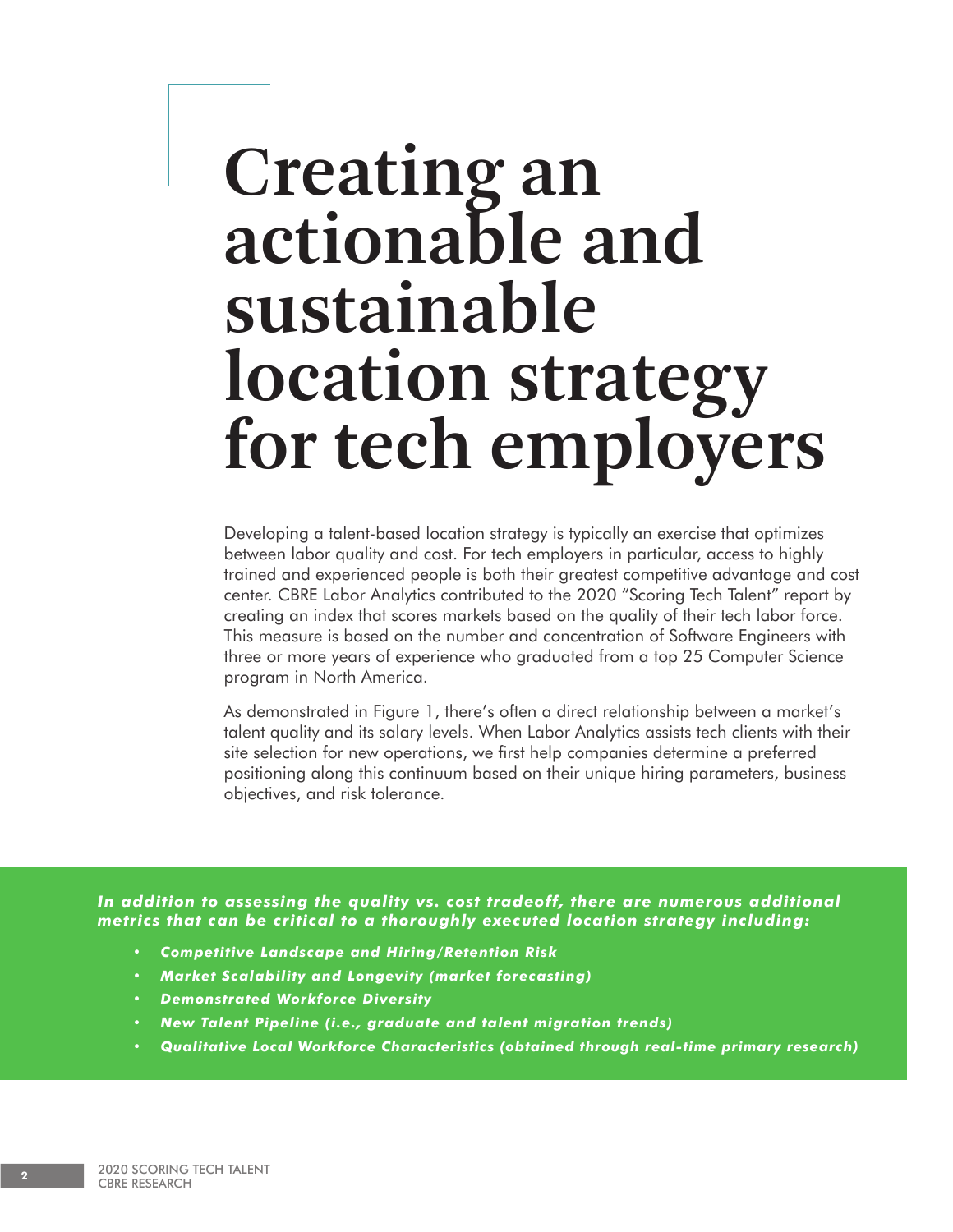# Creating an actionable and sustainable location strategy for tech employers

Developing a talent-based location strategy is typically an exercise that optimizes between labor quality and cost. For tech employers in particular, access to highly trained and experienced people is both their greatest competitive advantage and cost center. CBRE Labor Analytics contributed to the 2020 "Scoring Tech Talent" report by creating an index that scores markets based on the quality of their tech labor force. This measure is based on the number and concentration of Software Engineers with three or more years of experience who graduated from a top 25 Computer Science program in North America.

As demonstrated in Figure 1, there's often a direct relationship between a market's talent quality and its salary levels. When Labor Analytics assists tech clients with their site selection for new operations, we first help companies determine a preferred positioning along this continuum based on their unique hiring parameters, business objectives, and risk tolerance.

***In addition to assessing the quality vs. cost tradeoff, there are numerous additional metrics that can be critical to a thoroughly executed location strategy including:***

- ***Competitive Landscape and Hiring/Retention Risk***
- ***Market Scalability and Longevity (market forecasting)***
- ***Demonstrated Workforce Diversity***
- ***New Talent Pipeline (i.e., graduate and talent migration trends)***
- ***Qualitative Local Workforce Characteristics (obtained through real-time primary research)***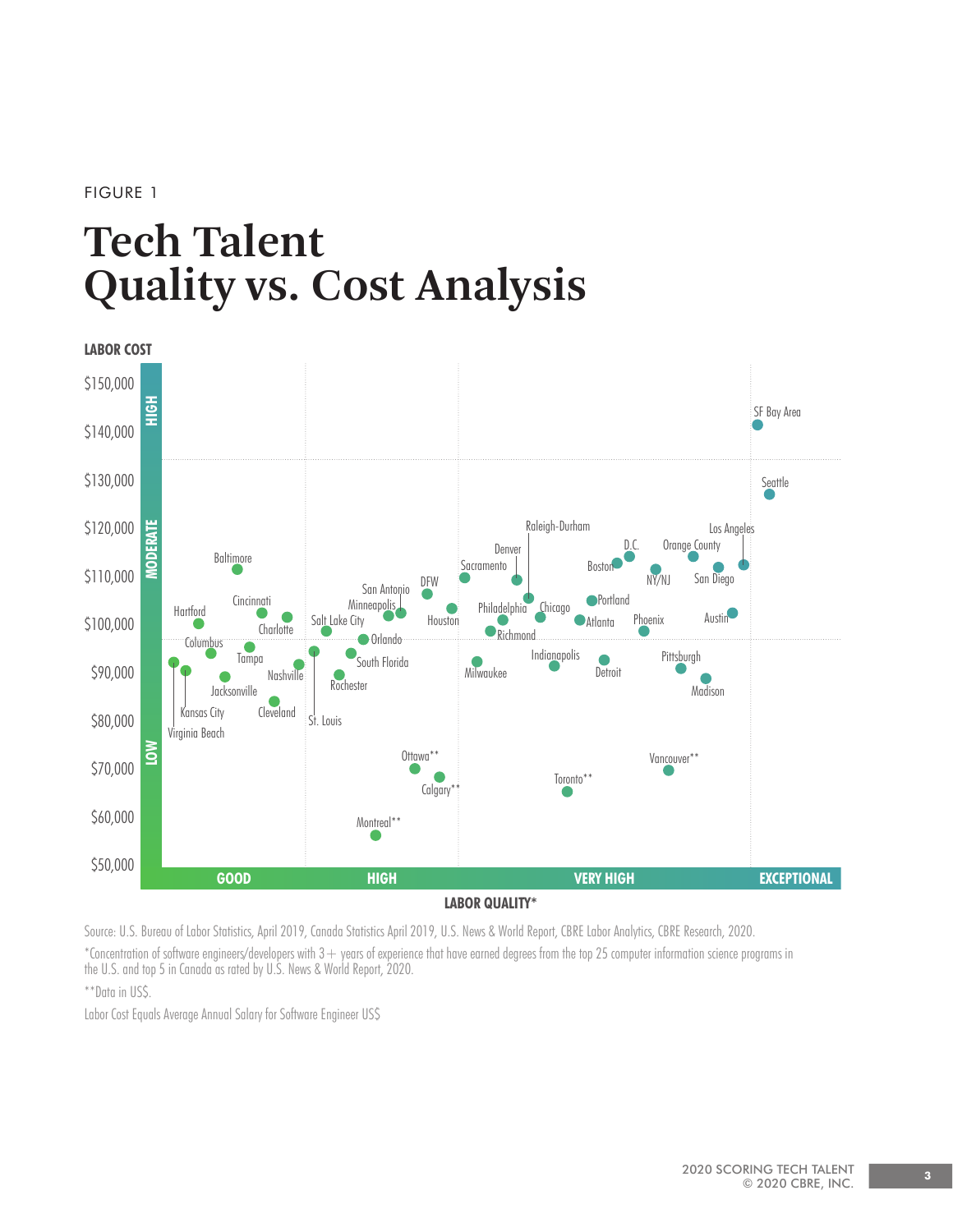FIGURE 1

# Tech Talent Quality vs. Cost Analysis

LABOR COST

$150,000
$140,000
$130,000
$120,000
$110,000
$100,000
$90,000
$80,000
$70,000
$60,000
$50,000

HIGH / MODERATE / LOW

SF Bay Area, Seattle, Los Angeles, Raleigh-Durham, D.C., Orange County, Denver, Sacramento, Boston, NY/NJ, San Diego, Baltimore, San Antonio, DFW, Minneapolis, Cincinnati, Hartford, Philadelphia, Chicago, Portland, Charlotte, Salt Lake City, Houston, Atlanta, Phoenix, Austin, Richmond, Orlando, Columbus, Tampa, Indianapolis, South Florida, Pittsburgh, Nashville, Milwaukee, Detroit, Rochester, Madison, Jacksonville, Cleveland, Kansas City, St. Louis, Virginia Beach, Ottawa**, Vancouver**, Toronto**, Calgary**, Montreal**

GOOD HIGH VERY HIGH EXCEPTIONAL

LABOR QUALITY*

Source: U.S. Bureau of Labor Statistics, April 2019, Canada Statistics April 2019, U.S. News & World Report, CBRE Labor Analytics, CBRE Research, 2020.

*Concentration of software engineers/developers with 3+ years of experience that have earned degrees from the top 25 computer information science programs in the U.S. and top 5 in Canada as rated by U.S. News & World Report, 2020.

**Data in US$.

Labor Cost Equals Average Annual Salary for Software Engineer US$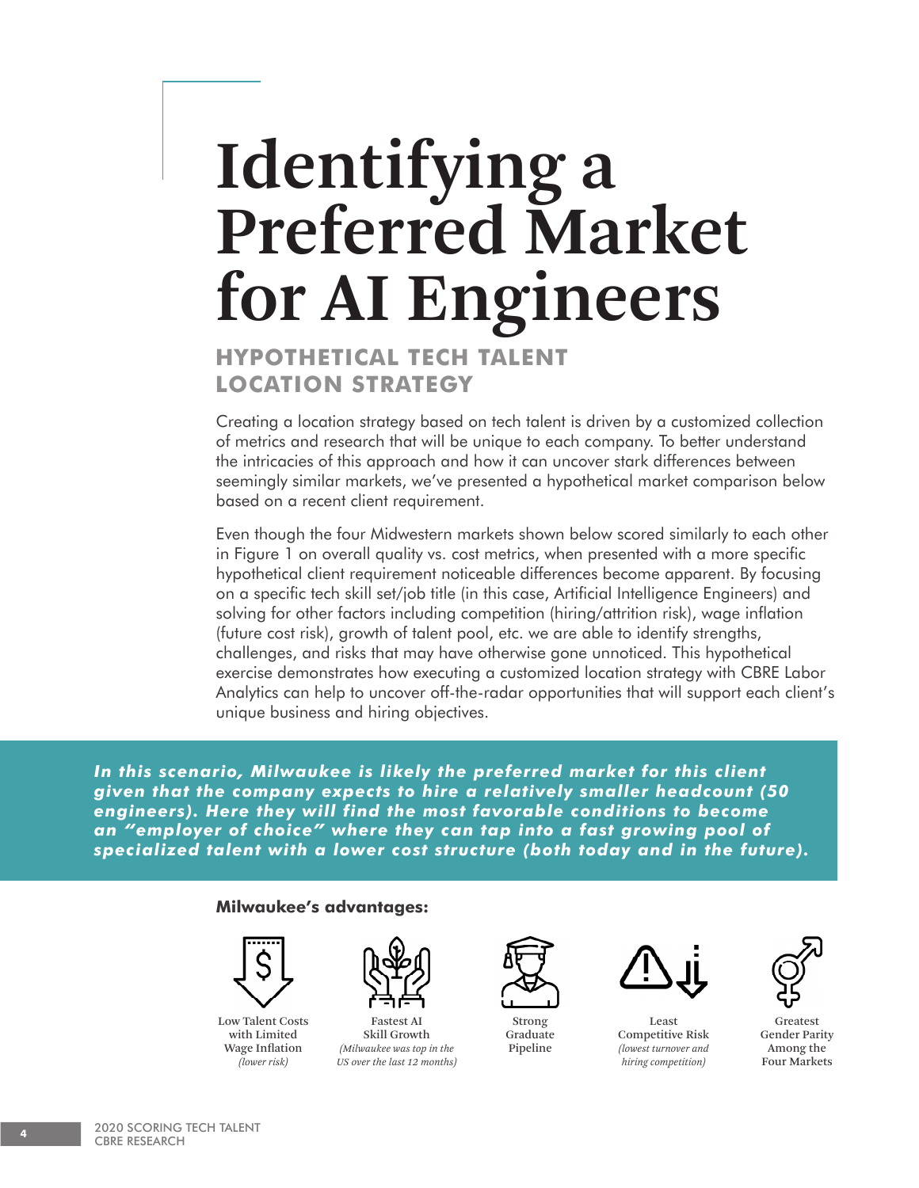# Identifying a Preferred Market for AI Engineers

## HYPOTHETICAL TECH TALENT LOCATION STRATEGY

Creating a location strategy based on tech talent is driven by a customized collection of metrics and research that will be unique to each company. To better understand the intricacies of this approach and how it can uncover stark differences between seemingly similar markets, we've presented a hypothetical market comparison below based on a recent client requirement.

Even though the four Midwestern markets shown below scored similarly to each other in Figure 1 on overall quality vs. cost metrics, when presented with a more specific hypothetical client requirement noticeable differences become apparent. By focusing on a specific tech skill set/job title (in this case, Artificial Intelligence Engineers) and solving for other factors including competition (hiring/attrition risk), wage inflation (future cost risk), growth of talent pool, etc. we are able to identify strengths, challenges, and risks that may have otherwise gone unnoticed. This hypothetical exercise demonstrates how executing a customized location strategy with CBRE Labor Analytics can help to uncover off-the-radar opportunities that will support each client's unique business and hiring objectives.

***In this scenario, Milwaukee is likely the preferred market for this client given that the company expects to hire a relatively smaller headcount (50 engineers). Here they will find the most favorable conditions to become an "employer of choice" where they can tap into a fast growing pool of specialized talent with a lower cost structure (both today and in the future).***

**Milwaukee's advantages:**

- Low Talent Costs with Limited Wage Inflation *(lower risk)*
- Fastest AI Skill Growth *(Milwaukee was top in the US over the last 12 months)*
- Strong Graduate Pipeline
- Least Competitive Risk *(lowest turnover and hiring competition)*
- Greatest Gender Parity Among the Four Markets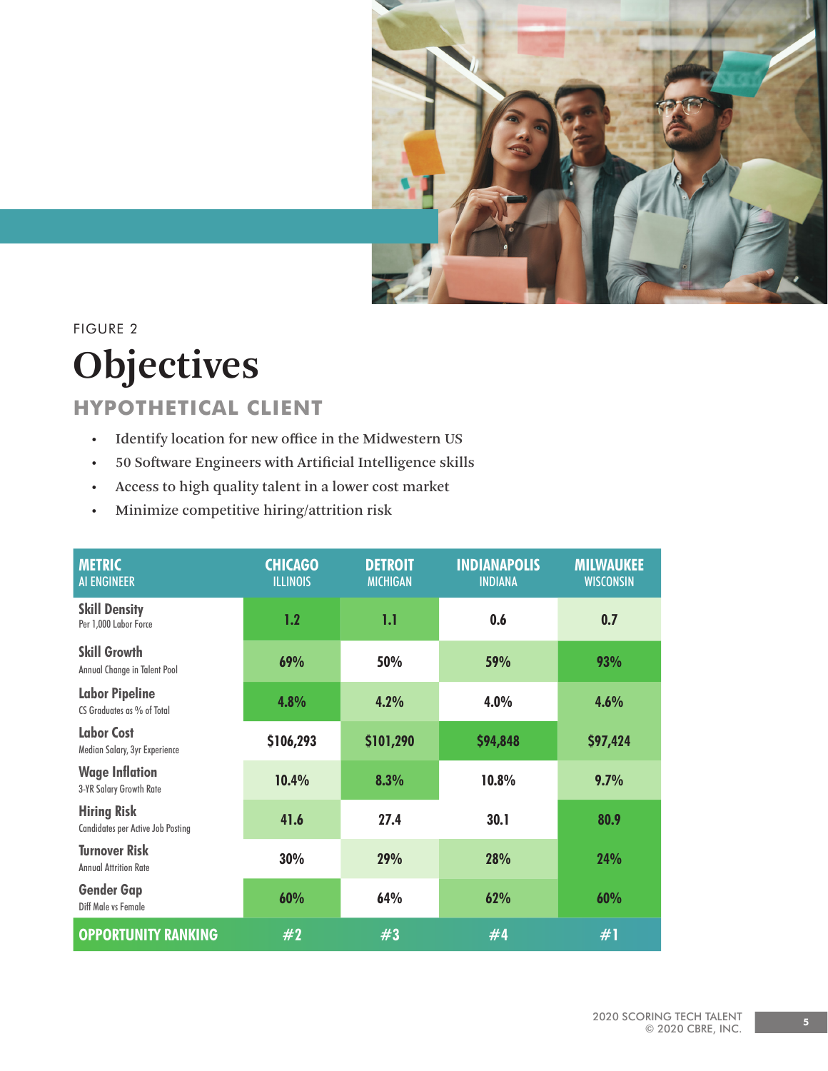FIGURE 2

# Objectives

## HYPOTHETICAL CLIENT

- Identify location for new office in the Midwestern US
- 50 Software Engineers with Artificial Intelligence skills
- Access to high quality talent in a lower cost market
- Minimize competitive hiring/attrition risk

| METRIC<br>AI ENGINEER | CHICAGO<br>ILLINOIS | DETROIT<br>MICHIGAN | INDIANAPOLIS<br>INDIANA | MILWAUKEE<br>WISCONSIN |
|---|---|---|---|---|
| **Skill Density**<br>Per 1,000 Labor Force | 1.2 | 1.1 | 0.6 | 0.7 |
| **Skill Growth**<br>Annual Change in Talent Pool | 69% | 50% | 59% | 93% |
| **Labor Pipeline**<br>CS Graduates as % of Total | 4.8% | 4.2% | 4.0% | 4.6% |
| **Labor Cost**<br>Median Salary, 3yr Experience | $106,293 | $101,290 | $94,848 | $97,424 |
| **Wage Inflation**<br>3-YR Salary Growth Rate | 10.4% | 8.3% | 10.8% | 9.7% |
| **Hiring Risk**<br>Candidates per Active Job Posting | 41.6 | 27.4 | 30.1 | 80.9 |
| **Turnover Risk**<br>Annual Attrition Rate | 30% | 29% | 28% | 24% |
| **Gender Gap**<br>Diff Male vs Female | 60% | 64% | 62% | 60% |
| **OPPORTUNITY RANKING** | #2 | #3 | #4 | #1 |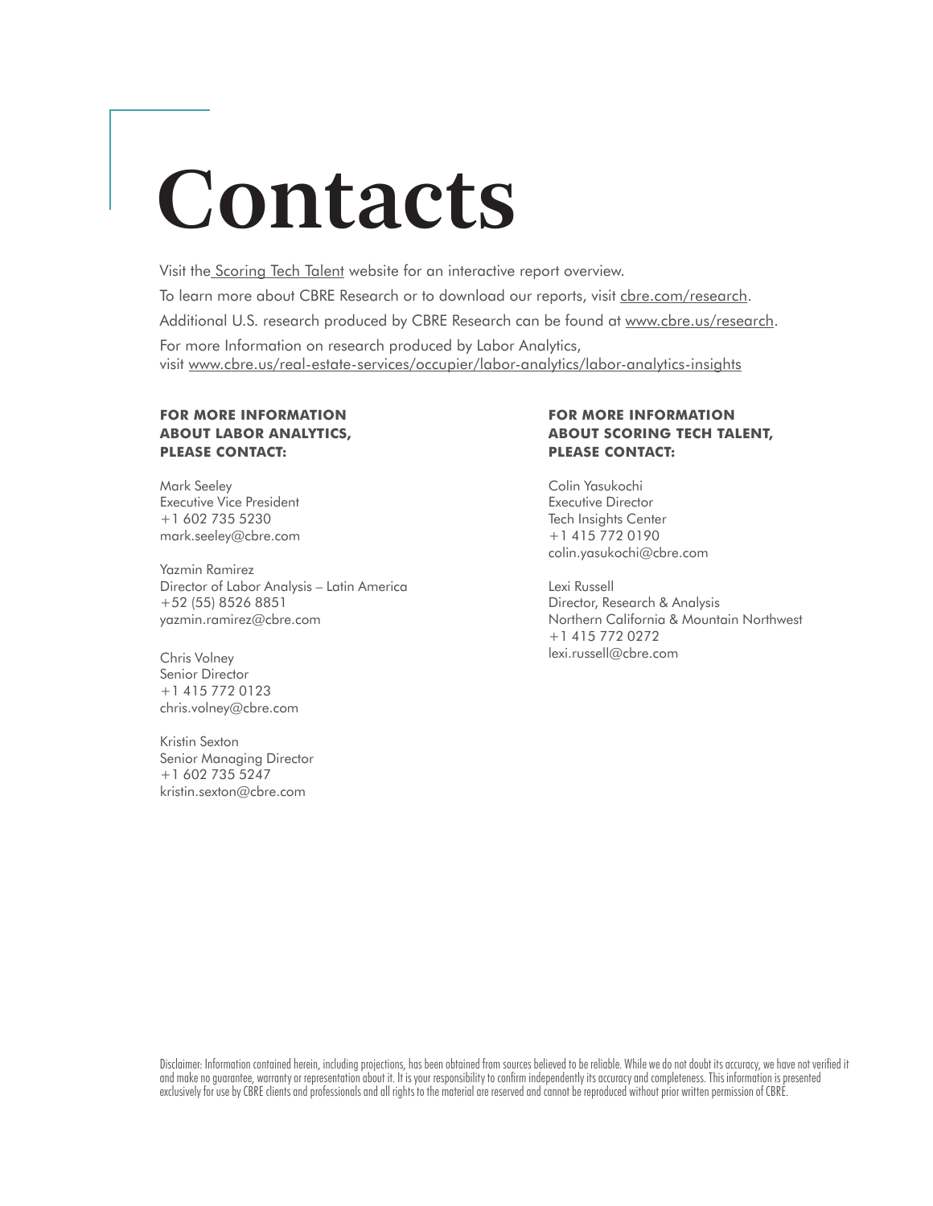# Contacts

Visit the Scoring Tech Talent website for an interactive report overview.

To learn more about CBRE Research or to download our reports, visit cbre.com/research.

Additional U.S. research produced by CBRE Research can be found at www.cbre.us/research.

For more Information on research produced by Labor Analytics, visit www.cbre.us/real-estate-services/occupier/labor-analytics/labor-analytics-insights

**FOR MORE INFORMATION ABOUT LABOR ANALYTICS, PLEASE CONTACT:**

Mark Seeley
Executive Vice President
+1 602 735 5230
mark.seeley@cbre.com

Yazmin Ramirez
Director of Labor Analysis – Latin America
+52 (55) 8526 8851
yazmin.ramirez@cbre.com

Chris Volney
Senior Director
+1 415 772 0123
chris.volney@cbre.com

Kristin Sexton
Senior Managing Director
+1 602 735 5247
kristin.sexton@cbre.com

**FOR MORE INFORMATION ABOUT SCORING TECH TALENT, PLEASE CONTACT:**

Colin Yasukochi
Executive Director
Tech Insights Center
+1 415 772 0190
colin.yasukochi@cbre.com

Lexi Russell
Director, Research & Analysis
Northern California & Mountain Northwest
+1 415 772 0272
lexi.russell@cbre.com

Disclaimer: Information contained herein, including projections, has been obtained from sources believed to be reliable. While we do not doubt its accuracy, we have not verified it and make no guarantee, warranty or representation about it. It is your responsibility to confirm independently its accuracy and completeness. This information is presented exclusively for use by CBRE clients and professionals and all rights to the material are reserved and cannot be reproduced without prior written permission of CBRE.